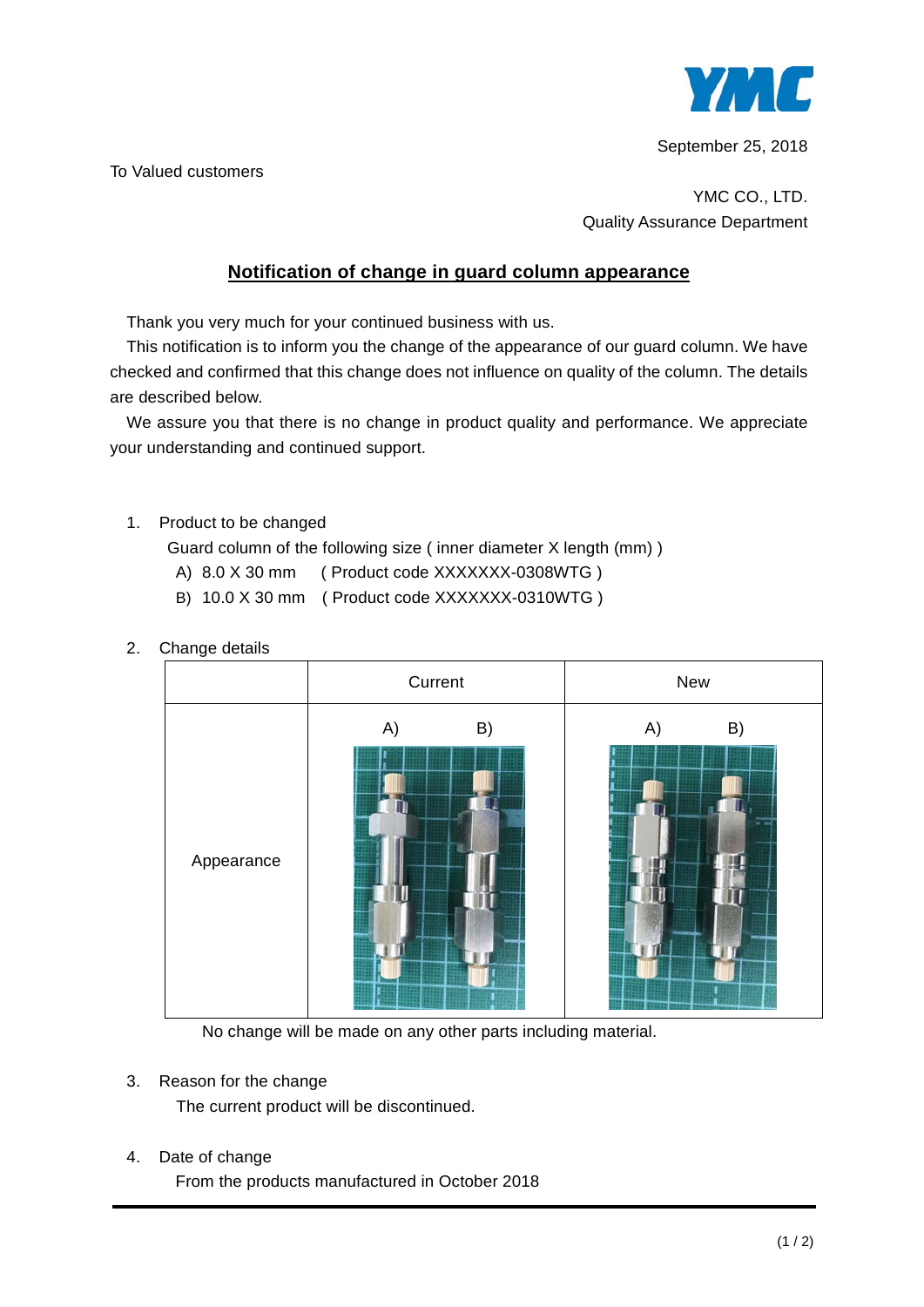YMC

September 25, 2018

To Valued customers

YMC CO., LTD.
Quality Assurance Department

## Notification of change in guard column appearance

Thank you very much for your continued business with us.

This notification is to inform you the change of the appearance of our guard column. We have checked and confirmed that this change does not influence on quality of the column. The details are described below.

We assure you that there is no change in product quality and performance. We appreciate your understanding and continued support.

1. Product to be changed

   Guard column of the following size ( inner diameter X length (mm) )

   A) 8.0 X 30 mm ( Product code XXXXXXX-0308WTG )

   B) 10.0 X 30 mm ( Product code XXXXXXX-0310WTG )

2. Change details

| | Current | New |
|---|---|---|
| Appearance | A) B) | A) B) |

   No change will be made on any other parts including material.

3. Reason for the change

   The current product will be discontinued.

4. Date of change

   From the products manufactured in October 2018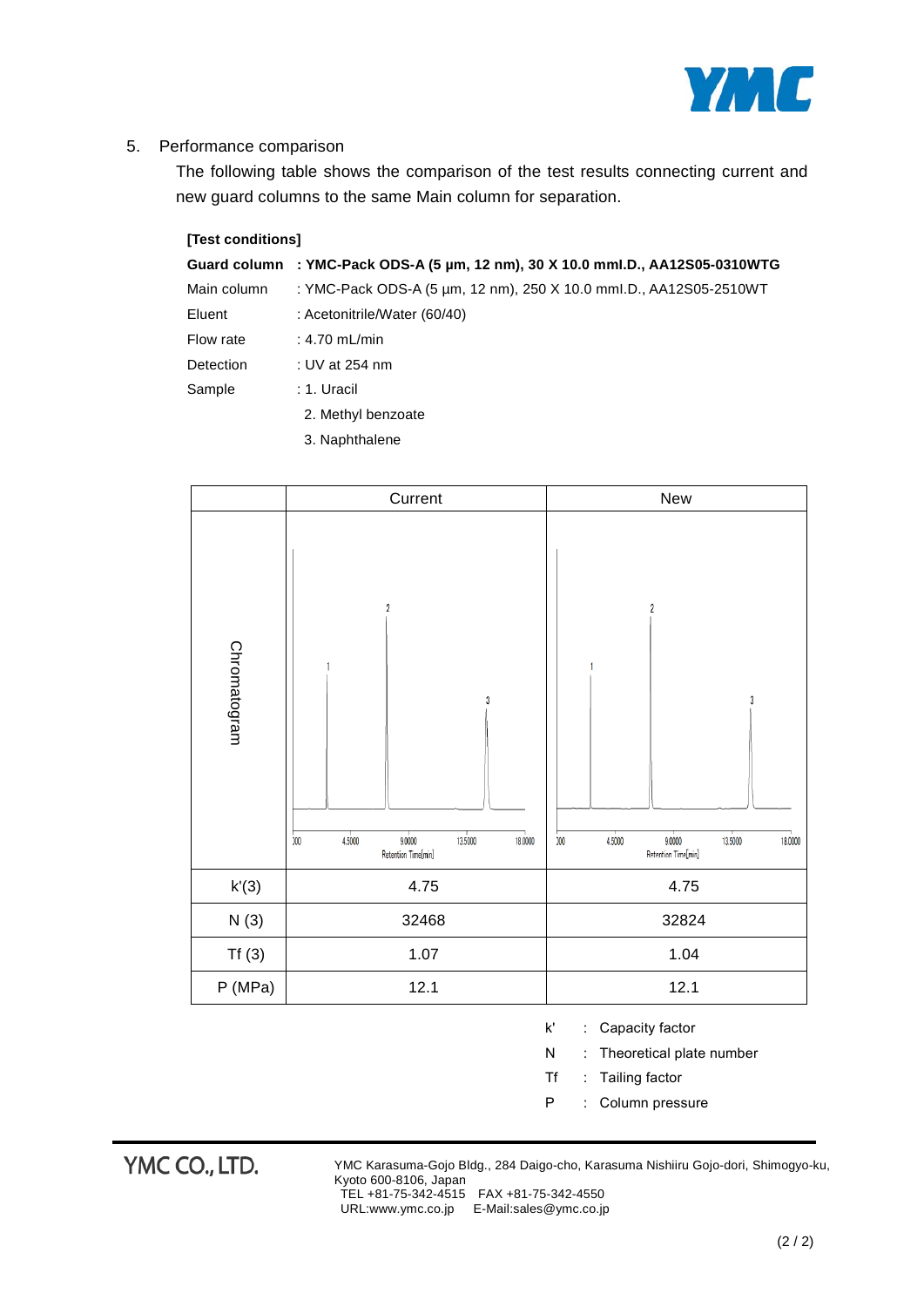5. Performance comparison

The following table shows the comparison of the test results connecting current and new guard columns to the same Main column for separation.

**[Test conditions]**

**Guard column : YMC-Pack ODS-A (5 µm, 12 nm), 30 X 10.0 mmI.D., AA12S05-0310WTG**

Main column : YMC-Pack ODS-A (5 µm, 12 nm), 250 X 10.0 mmI.D., AA12S05-2510WT

Eluent : Acetonitrile/Water (60/40)

Flow rate : 4.70 mL/min

Detection : UV at 254 nm

Sample : 1. Uracil
2. Methyl benzoate
3. Naphthalene

| | Current | New |
|---|---|---|
| Chromatogram | 1 2 3<br>.000 4.5000 9.0000 13.5000 18.0000<br>Retention Time[min] | 1 2 3<br>.000 4.5000 9.0000 13.5000 18.0000<br>Retention Time[min] |
| k'(3) | 4.75 | 4.75 |
| N (3) | 32468 | 32824 |
| Tf (3) | 1.07 | 1.04 |
| P (MPa) | 12.1 | 12.1 |

k' : Capacity factor
N : Theoretical plate number
Tf : Tailing factor
P : Column pressure

YMC CO., LTD.

YMC Karasuma-Gojo Bldg., 284 Daigo-cho, Karasuma Nishiiru Gojo-dori, Shimogyo-ku, Kyoto 600-8106, Japan
TEL +81-75-342-4515 FAX +81-75-342-4550
URL:www.ymc.co.jp E-Mail:sales@ymc.co.jp